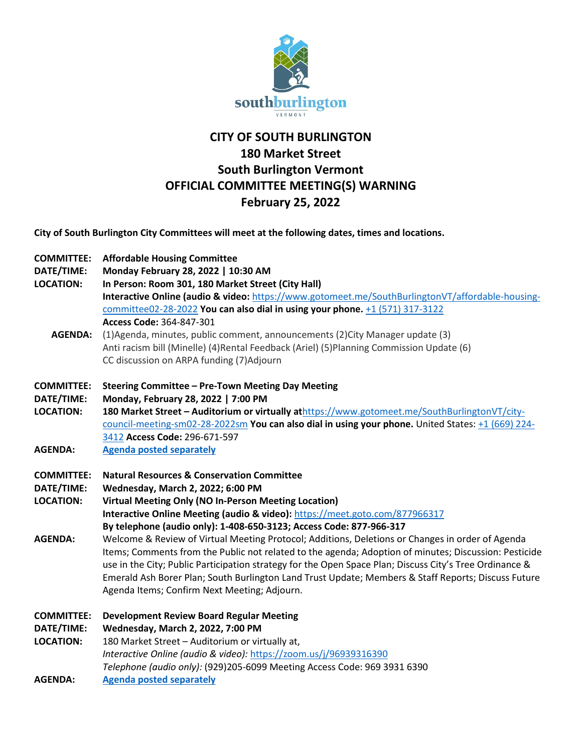# CITY OF SOUTH BURLINGTON
## 180 Market Street
## South Burlington Vermont
## OFFICIAL COMMITTEE MEETING(S) WARNING
## February 25, 2022

**City of South Burlington City Committees will meet at the following dates, times and locations.**

**COMMITTEE:** **Affordable Housing Committee**
**DATE/TIME:** **Monday February 28, 2022 | 10:30 AM**
**LOCATION:** **In Person: Room 301, 180 Market Street (City Hall)**
**Interactive Online (audio & video:** https://www.gotomeet.me/SouthBurlingtonVT/affordable-housing-committee02-28-2022 **You can also dial in using your phone.** +1 (571) 317-3122
**Access Code:** 364-847-301
**AGENDA:** (1)Agenda, minutes, public comment, announcements (2)City Manager update (3) Anti racism bill (Minelle) (4)Rental Feedback (Ariel) (5)Planning Commission Update (6) CC discussion on ARPA funding (7)Adjourn

**COMMITTEE:** **Steering Committee – Pre-Town Meeting Day Meeting**
**DATE/TIME:** **Monday, February 28, 2022 | 7:00 PM**
**LOCATION:** **180 Market Street – Auditorium or virtually at**https://www.gotomeet.me/SouthBurlingtonVT/city-council-meeting-sm02-28-2022sm **You can also dial in using your phone.** United States: +1 (669) 224-3412 **Access Code:** 296-671-597
**AGENDA:** **Agenda posted separately**

**COMMITTEE:** **Natural Resources & Conservation Committee**
**DATE/TIME:** **Wednesday, March 2, 2022; 6:00 PM**
**LOCATION:** **Virtual Meeting Only (NO In-Person Meeting Location)**
**Interactive Online Meeting (audio & video):** https://meet.goto.com/877966317
**By telephone (audio only): 1-408-650-3123; Access Code: 877-966-317**
**AGENDA:** Welcome & Review of Virtual Meeting Protocol; Additions, Deletions or Changes in order of Agenda Items; Comments from the Public not related to the agenda; Adoption of minutes; Discussion: Pesticide use in the City; Public Participation strategy for the Open Space Plan; Discuss City's Tree Ordinance & Emerald Ash Borer Plan; South Burlington Land Trust Update; Members & Staff Reports; Discuss Future Agenda Items; Confirm Next Meeting; Adjourn.

**COMMITTEE:** **Development Review Board Regular Meeting**
**DATE/TIME:** **Wednesday, March 2, 2022, 7:00 PM**
**LOCATION:** 180 Market Street – Auditorium or virtually at,
*Interactive Online (audio & video):* https://zoom.us/j/96939316390
*Telephone (audio only):* (929)205-6099 Meeting Access Code: 969 3931 6390
**AGENDA:** **Agenda posted separately**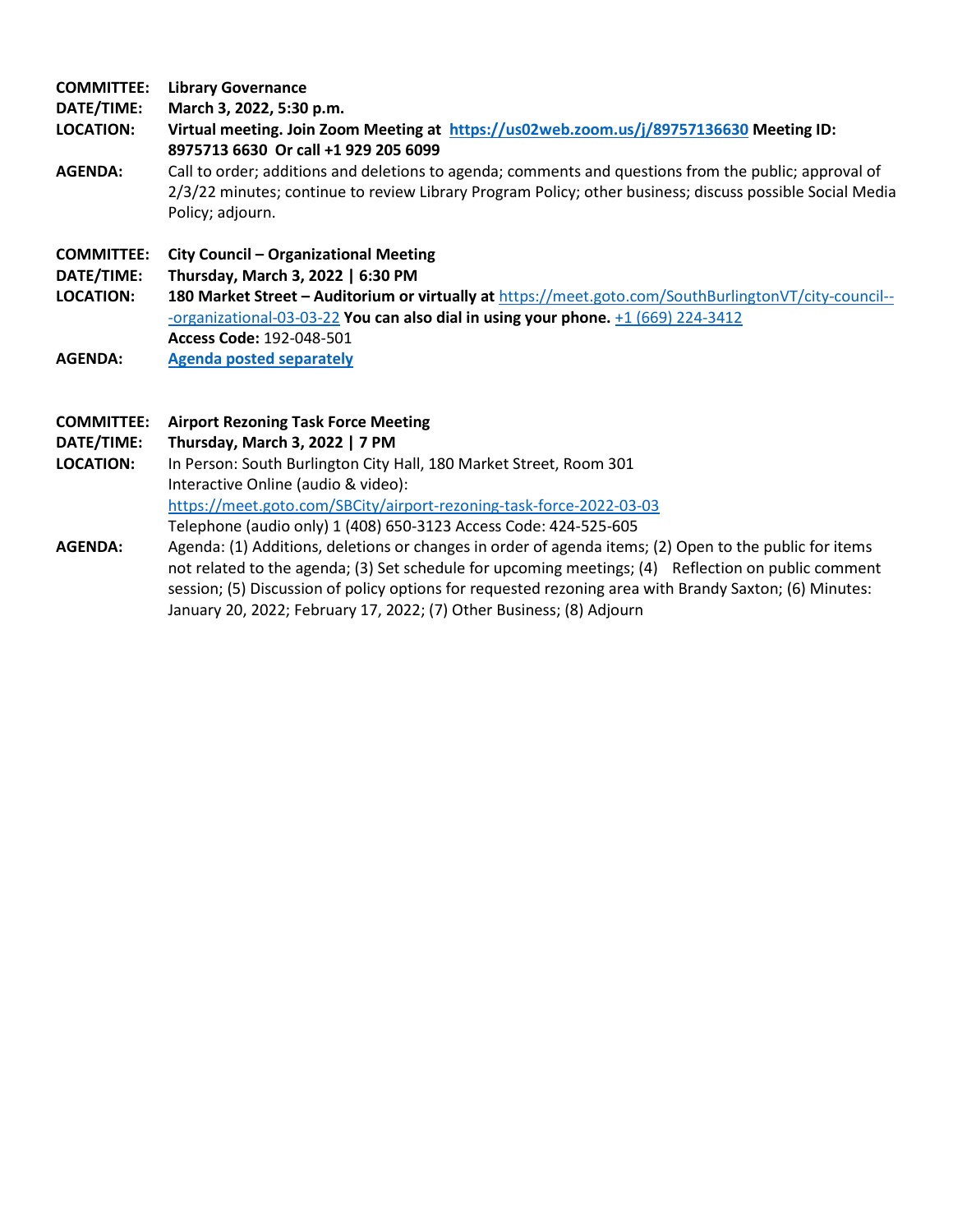**COMMITTEE:** **Library Governance**
**DATE/TIME:** **March 3, 2022, 5:30 p.m.**
**LOCATION:** **Virtual meeting. Join Zoom Meeting at https://us02web.zoom.us/j/89757136630 Meeting ID: 8975713 6630 Or call +1 929 205 6099**
**AGENDA:** Call to order; additions and deletions to agenda; comments and questions from the public; approval of 2/3/22 minutes; continue to review Library Program Policy; other business; discuss possible Social Media Policy; adjourn.

**COMMITTEE:** **City Council – Organizational Meeting**
**DATE/TIME:** **Thursday, March 3, 2022 | 6:30 PM**
**LOCATION:** **180 Market Street – Auditorium or virtually at** https://meet.goto.com/SouthBurlingtonVT/city-council---organizational-03-03-22 **You can also dial in using your phone.** +1 (669) 224-3412
**Access Code:** 192-048-501
**AGENDA:** **Agenda posted separately**

**COMMITTEE:** **Airport Rezoning Task Force Meeting**
**DATE/TIME:** **Thursday, March 3, 2022 | 7 PM**
**LOCATION:** In Person: South Burlington City Hall, 180 Market Street, Room 301
Interactive Online (audio & video):
https://meet.goto.com/SBCity/airport-rezoning-task-force-2022-03-03
Telephone (audio only) 1 (408) 650-3123 Access Code: 424-525-605
**AGENDA:** Agenda: (1) Additions, deletions or changes in order of agenda items; (2) Open to the public for items not related to the agenda; (3) Set schedule for upcoming meetings; (4) Reflection on public comment session; (5) Discussion of policy options for requested rezoning area with Brandy Saxton; (6) Minutes: January 20, 2022; February 17, 2022; (7) Other Business; (8) Adjourn